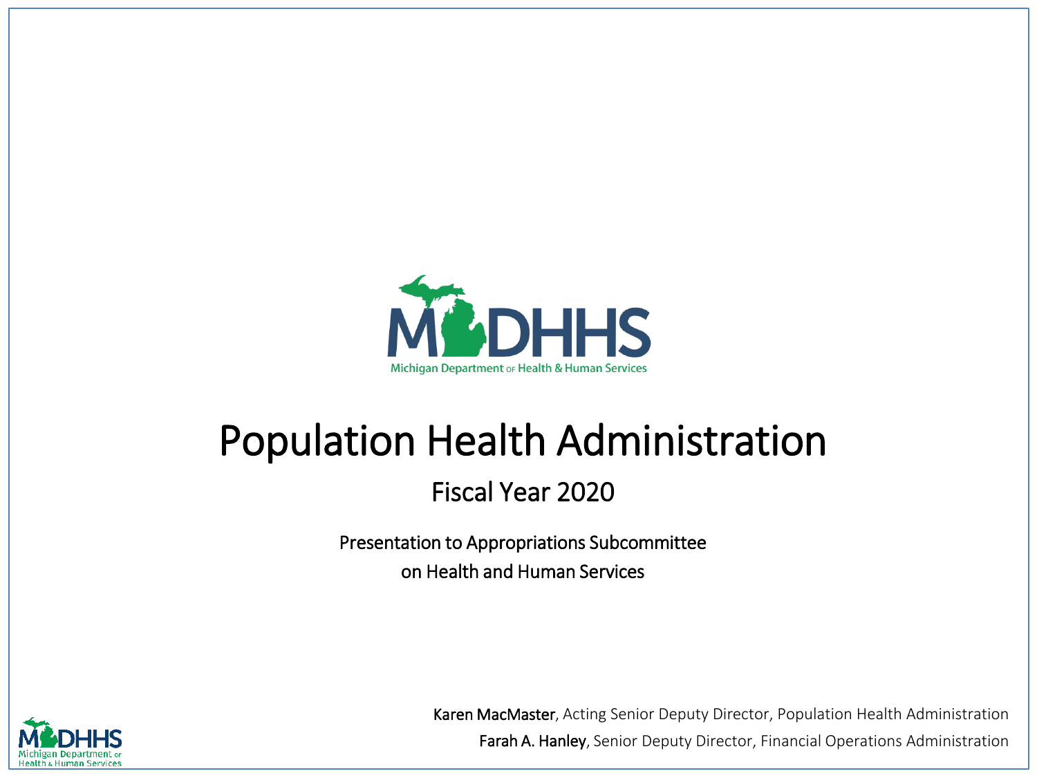MDHHS

Michigan Department of Health & Human Services

# Population Health Administration

## Fiscal Year 2020

Presentation to Appropriations Subcommittee
on Health and Human Services

**Karen MacMaster**, Acting Senior Deputy Director, Population Health Administration

**Farah A. Hanley**, Senior Deputy Director, Financial Operations Administration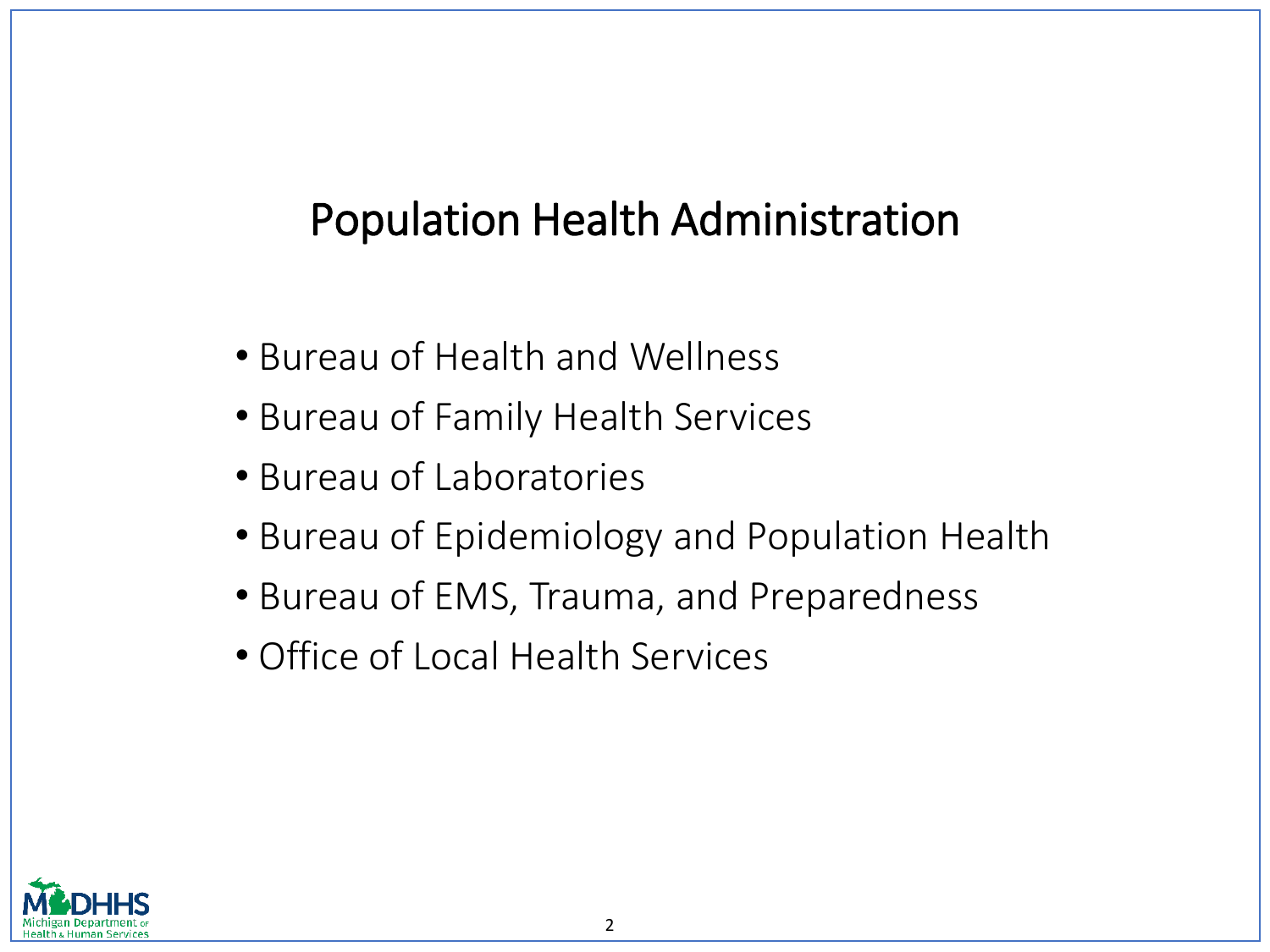# Population Health Administration

- Bureau of Health and Wellness
- Bureau of Family Health Services
- Bureau of Laboratories
- Bureau of Epidemiology and Population Health
- Bureau of EMS, Trauma, and Preparedness
- Office of Local Health Services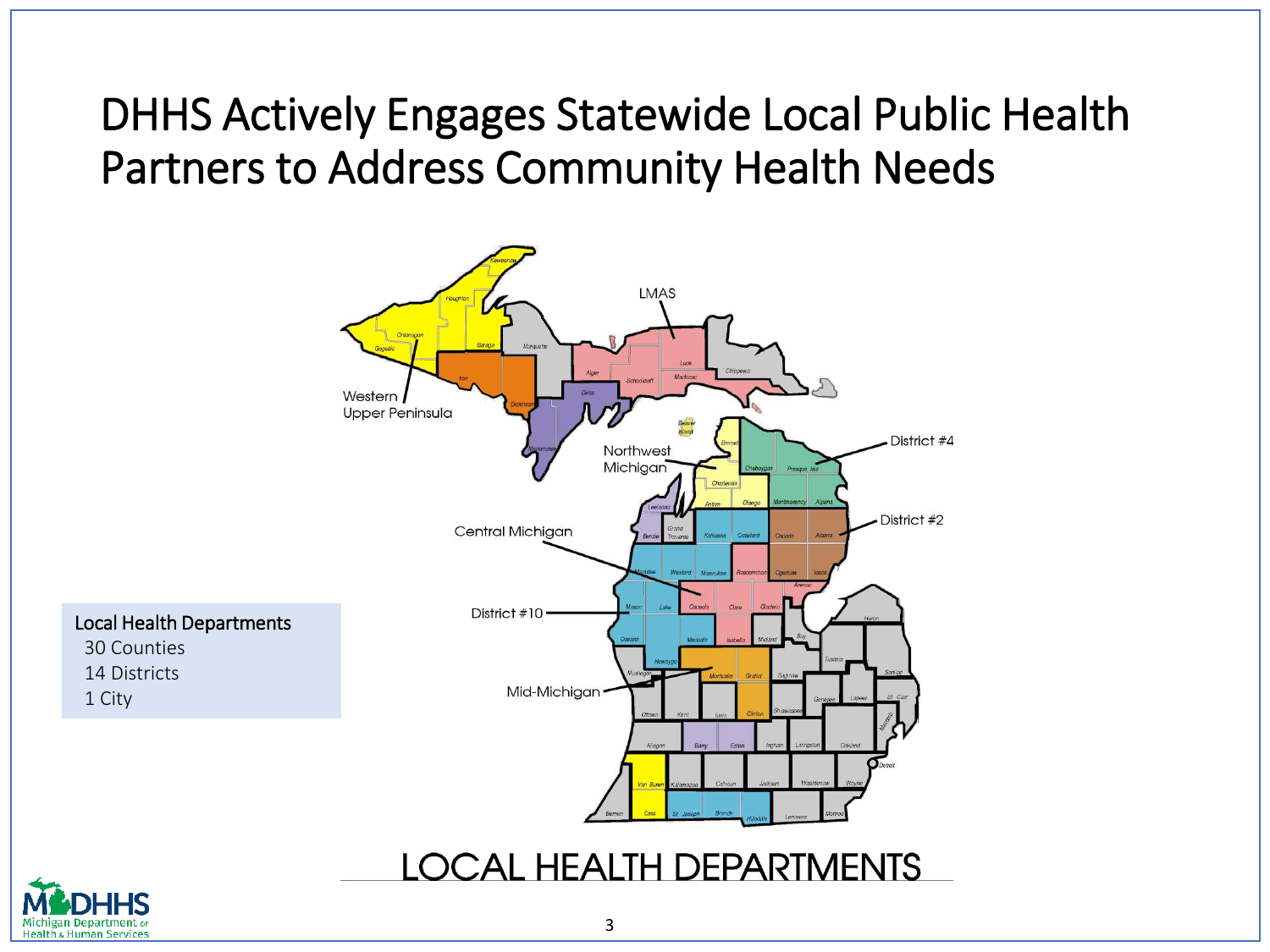# DHHS Actively Engages Statewide Local Public Health Partners to Address Community Health Needs

**Local Health Departments**

- 30 Counties
- 14 Districts
- 1 City

LMAS

Western Upper Peninsula

Northwest Michigan

District #4

District #2

Central Michigan

District #10

Mid-Michigan

LOCAL HEALTH DEPARTMENTS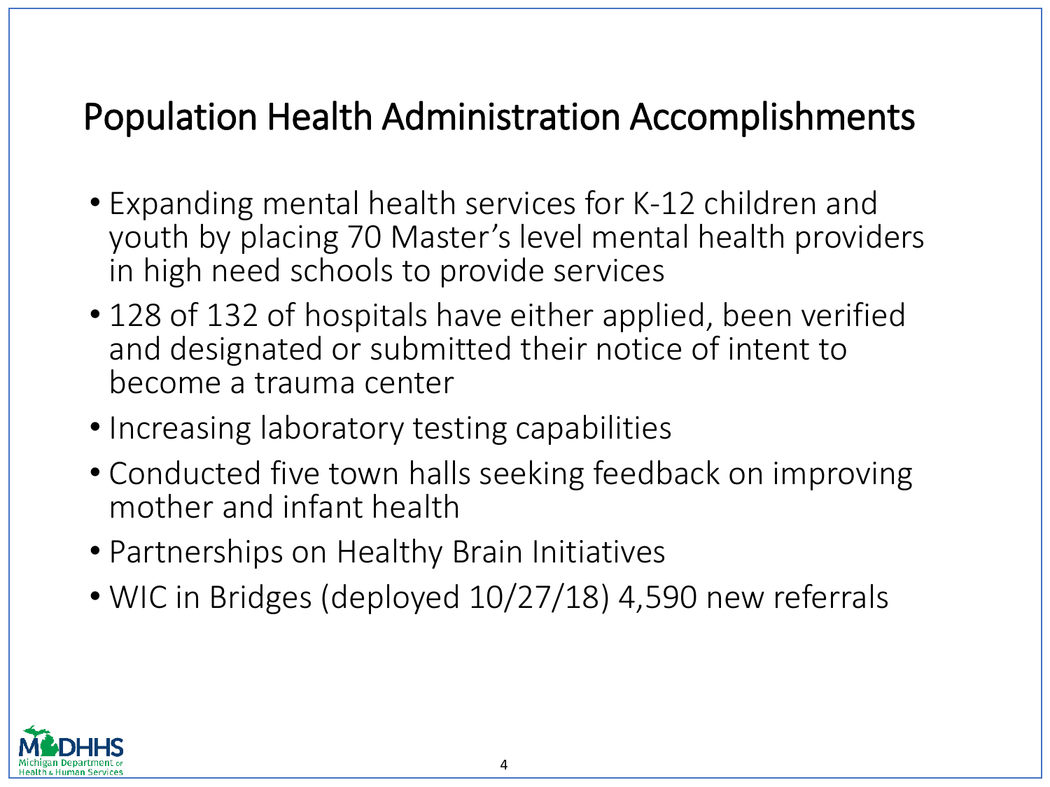# Population Health Administration Accomplishments

- Expanding mental health services for K-12 children and youth by placing 70 Master's level mental health providers in high need schools to provide services
- 128 of 132 of hospitals have either applied, been verified and designated or submitted their notice of intent to become a trauma center
- Increasing laboratory testing capabilities
- Conducted five town halls seeking feedback on improving mother and infant health
- Partnerships on Healthy Brain Initiatives
- WIC in Bridges (deployed 10/27/18) 4,590 new referrals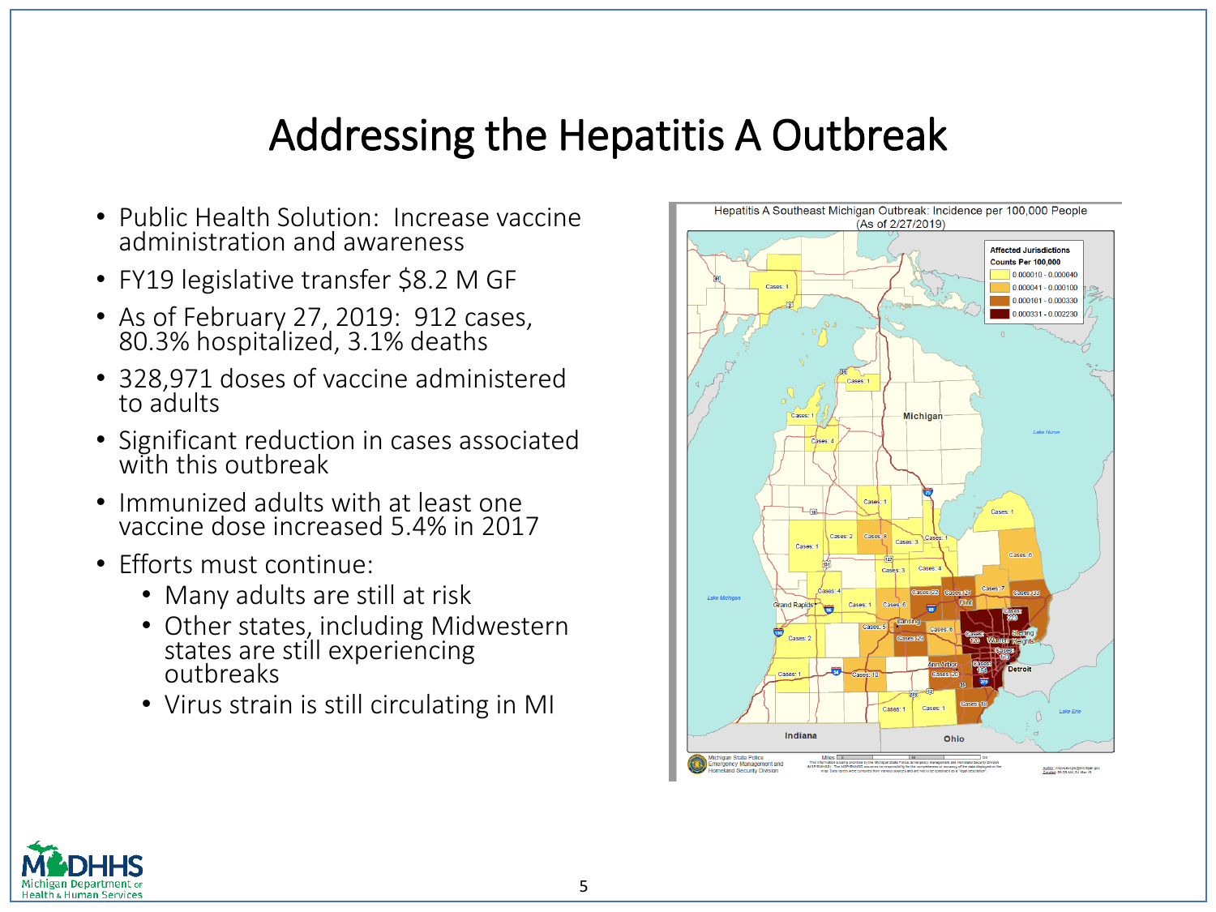# Addressing the Hepatitis A Outbreak

- Public Health Solution: Increase vaccine administration and awareness
- FY19 legislative transfer $8.2 M GF
- As of February 27, 2019: 912 cases, 80.3% hospitalized, 3.1% deaths
- 328,971 doses of vaccine administered to adults
- Significant reduction in cases associated with this outbreak
- Immunized adults with at least one vaccine dose increased 5.4% in 2017
- Efforts must continue:
  - Many adults are still at risk
  - Other states, including Midwestern states are still experiencing outbreaks
  - Virus strain is still circulating in MI

Hepatitis A Southeast Michigan Outbreak: Incidence per 100,000 People (As of 2/27/2019)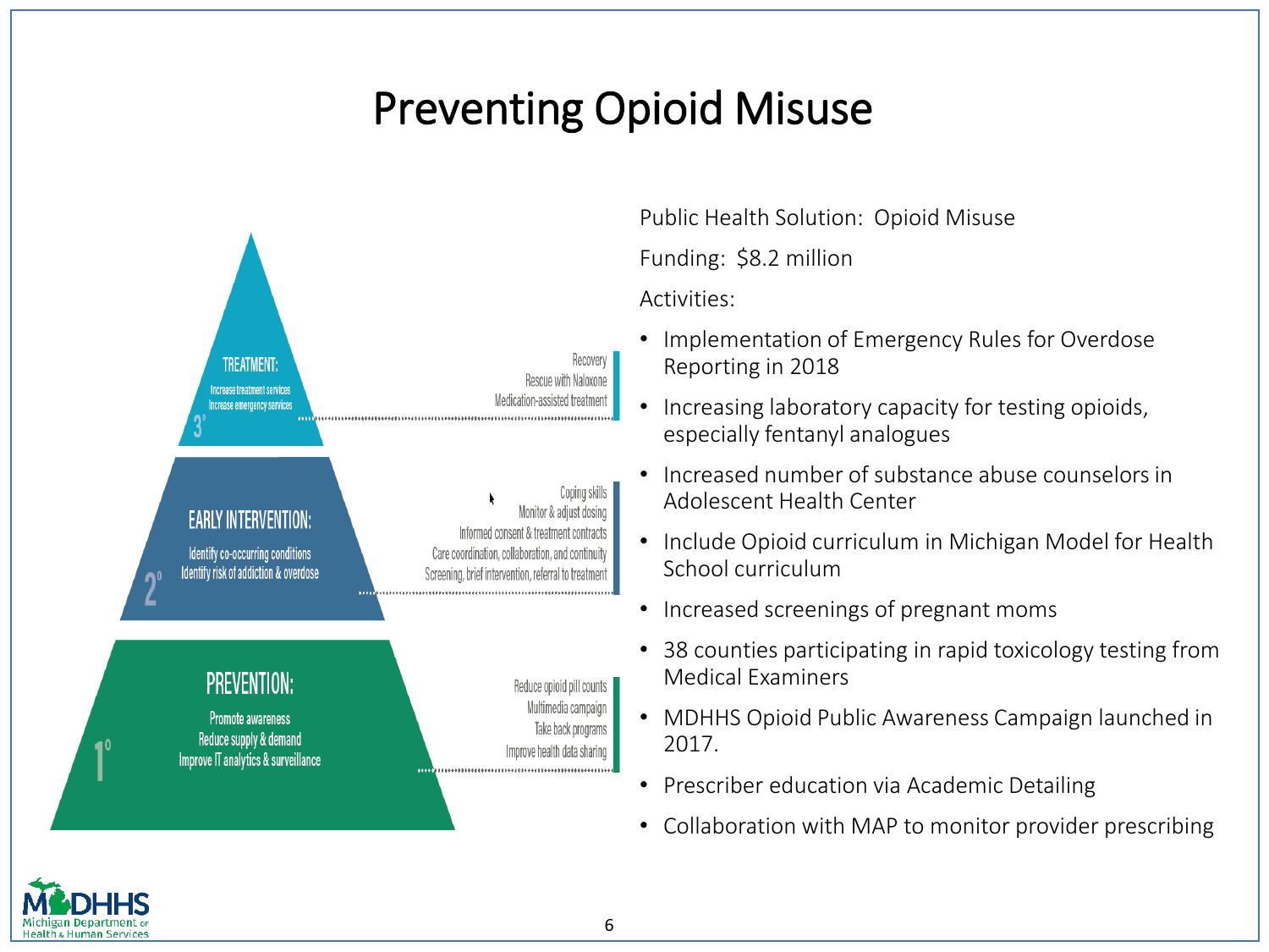# Preventing Opioid Misuse

**TREATMENT:**

Increase treatment services
Increase emergency services

3°

- Recovery
- Rescue with Naloxone
- Medication-assisted treatment

**EARLY INTERVENTION:**

Identify co-occurring conditions
Identify risk of addiction & overdose

2°

- Coping skills
- Monitor & adjust dosing
- Informed consent & treatment contracts
- Care coordination, collaboration, and continuity
- Screening, brief intervention, referral to treatment

**PREVENTION:**

Promote awareness
Reduce supply & demand
Improve IT analytics & surveillance

1°

- Reduce opioid pill counts
- Multimedia campaign
- Take back programs
- Improve health data sharing

Public Health Solution: Opioid Misuse

Funding: $8.2 million

Activities:

- Implementation of Emergency Rules for Overdose Reporting in 2018
- Increasing laboratory capacity for testing opioids, especially fentanyl analogues
- Increased number of substance abuse counselors in Adolescent Health Center
- Include Opioid curriculum in Michigan Model for Health School curriculum
- Increased screenings of pregnant moms
- 38 counties participating in rapid toxicology testing from Medical Examiners
- MDHHS Opioid Public Awareness Campaign launched in 2017.
- Prescriber education via Academic Detailing
- Collaboration with MAP to monitor provider prescribing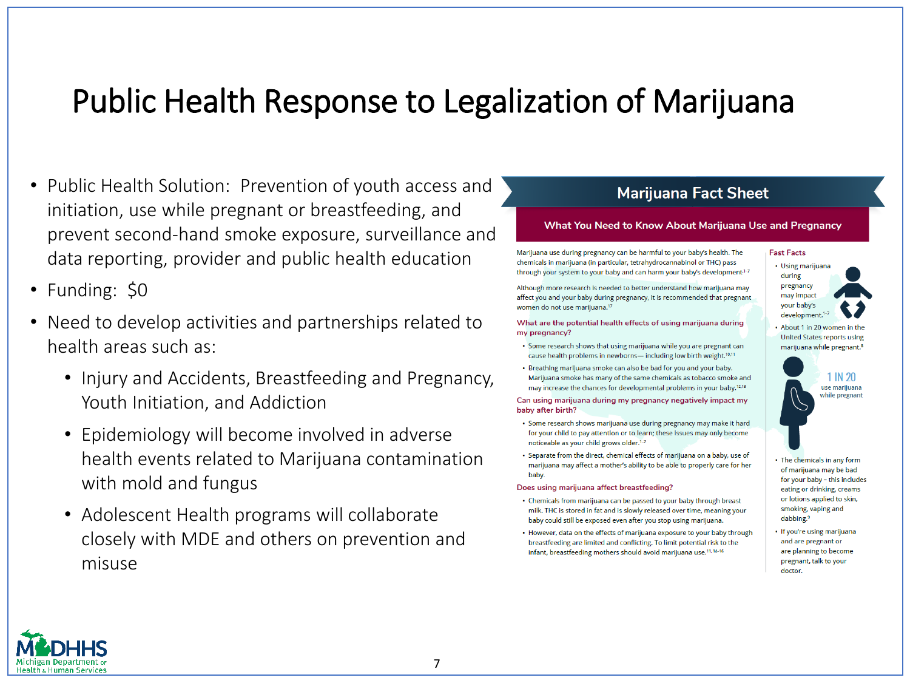# Public Health Response to Legalization of Marijuana

- Public Health Solution: Prevention of youth access and initiation, use while pregnant or breastfeeding, and prevent second-hand smoke exposure, surveillance and data reporting, provider and public health education
- Funding: $0
- Need to develop activities and partnerships related to health areas such as:
  - Injury and Accidents, Breastfeeding and Pregnancy, Youth Initiation, and Addiction
  - Epidemiology will become involved in adverse health events related to Marijuana contamination with mold and fungus
  - Adolescent Health programs will collaborate closely with MDE and others on prevention and misuse

## Marijuana Fact Sheet

### What You Need to Know About Marijuana Use and Pregnancy

Marijuana use during pregnancy can be harmful to your baby's health. The chemicals in marijuana (in particular, tetrahydrocannabinol or THC) pass through your system to your baby and can harm your baby's development.[1-7]

Although more research is needed to better understand how marijuana may affect you and your baby during pregnancy, it is recommended that pregnant women do not use marijuana.[17]

**What are the potential health effects of using marijuana during my pregnancy?**

- Some research shows that using marijuana while you are pregnant can cause health problems in newborns— including low birth weight.[10,11]
- Breathing marijuana smoke can also be bad for you and your baby. Marijuana smoke has many of the same chemicals as tobacco smoke and may increase the chances for developmental problems in your baby.[12,13]

**Can using marijuana during my pregnancy negatively impact my baby after birth?**

- Some research shows marijuana use during pregnancy may make it hard for your child to pay attention or to learn; these issues may only become noticeable as your child grows older.[1-7]
- Separate from the direct, chemical effects of marijuana on a baby, use of marijuana may affect a mother's ability to be able to properly care for her baby.

**Does using marijuana affect breastfeeding?**

- Chemicals from marijuana can be passed to your baby through breast milk. THC is stored in fat and is slowly released over time, meaning your baby could still be exposed even after you stop using marijuana.
- However, data on the effects of marijuana exposure to your baby through breastfeeding are limited and conflicting. To limit potential risk to the infant, breastfeeding mothers should avoid marijuana use.[11, 14-16]

**Fast Facts**

- Using marijuana during pregnancy may impact your baby's development.[1-7]
- About 1 in 20 women in the United States reports using marijuana while pregnant.[8]

1 IN 20 use marijuana while pregnant

- The chemicals in any form of marijuana may be bad for your baby – this includes eating or drinking, creams or lotions applied to skin, smoking, vaping and dabbing.[9]
- If you're using marijuana and are pregnant or are planning to become pregnant, talk to your doctor.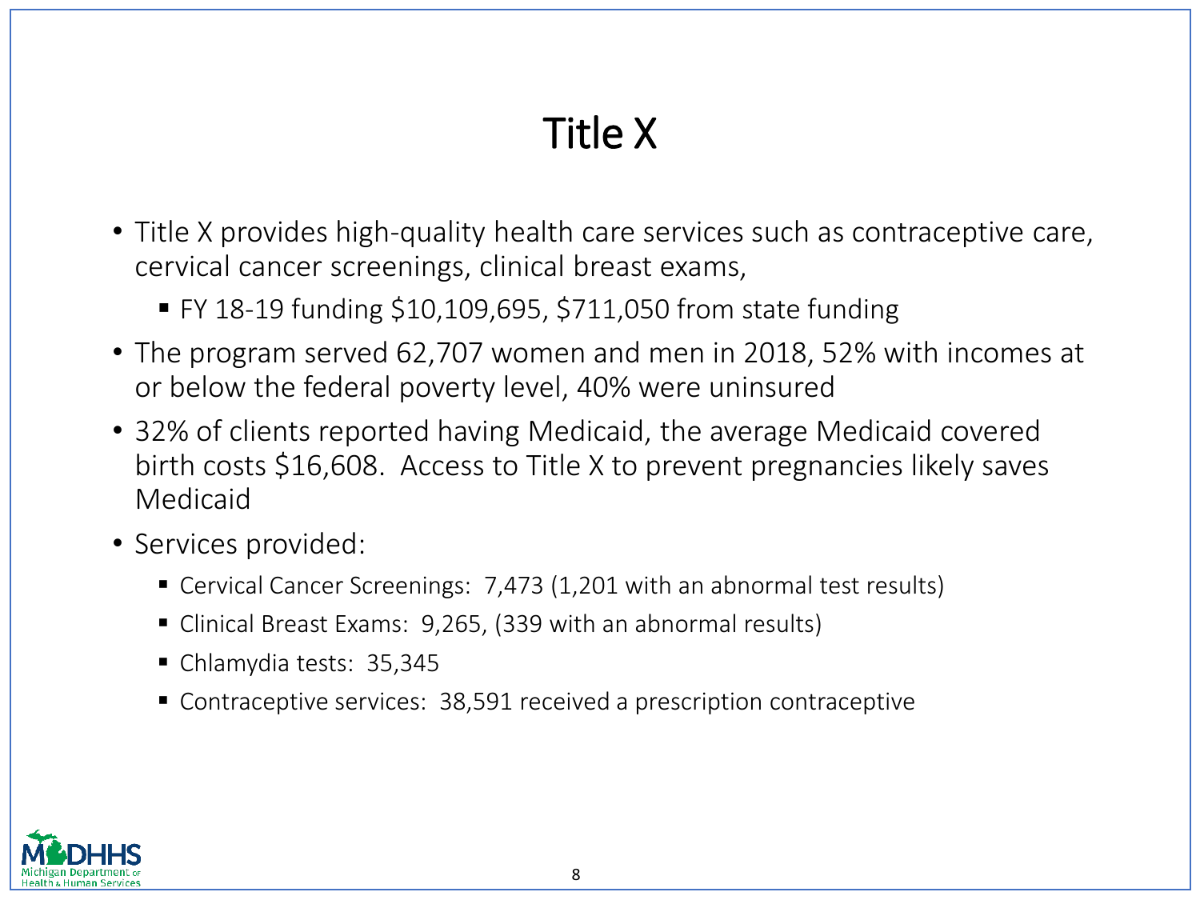# Title X

- Title X provides high-quality health care services such as contraceptive care, cervical cancer screenings, clinical breast exams,
  - FY 18-19 funding $10,109,695, $711,050 from state funding
- The program served 62,707 women and men in 2018, 52% with incomes at or below the federal poverty level, 40% were uninsured
- 32% of clients reported having Medicaid, the average Medicaid covered birth costs $16,608. Access to Title X to prevent pregnancies likely saves Medicaid
- Services provided:
  - Cervical Cancer Screenings: 7,473 (1,201 with an abnormal test results)
  - Clinical Breast Exams: 9,265, (339 with an abnormal results)
  - Chlamydia tests: 35,345
  - Contraceptive services: 38,591 received a prescription contraceptive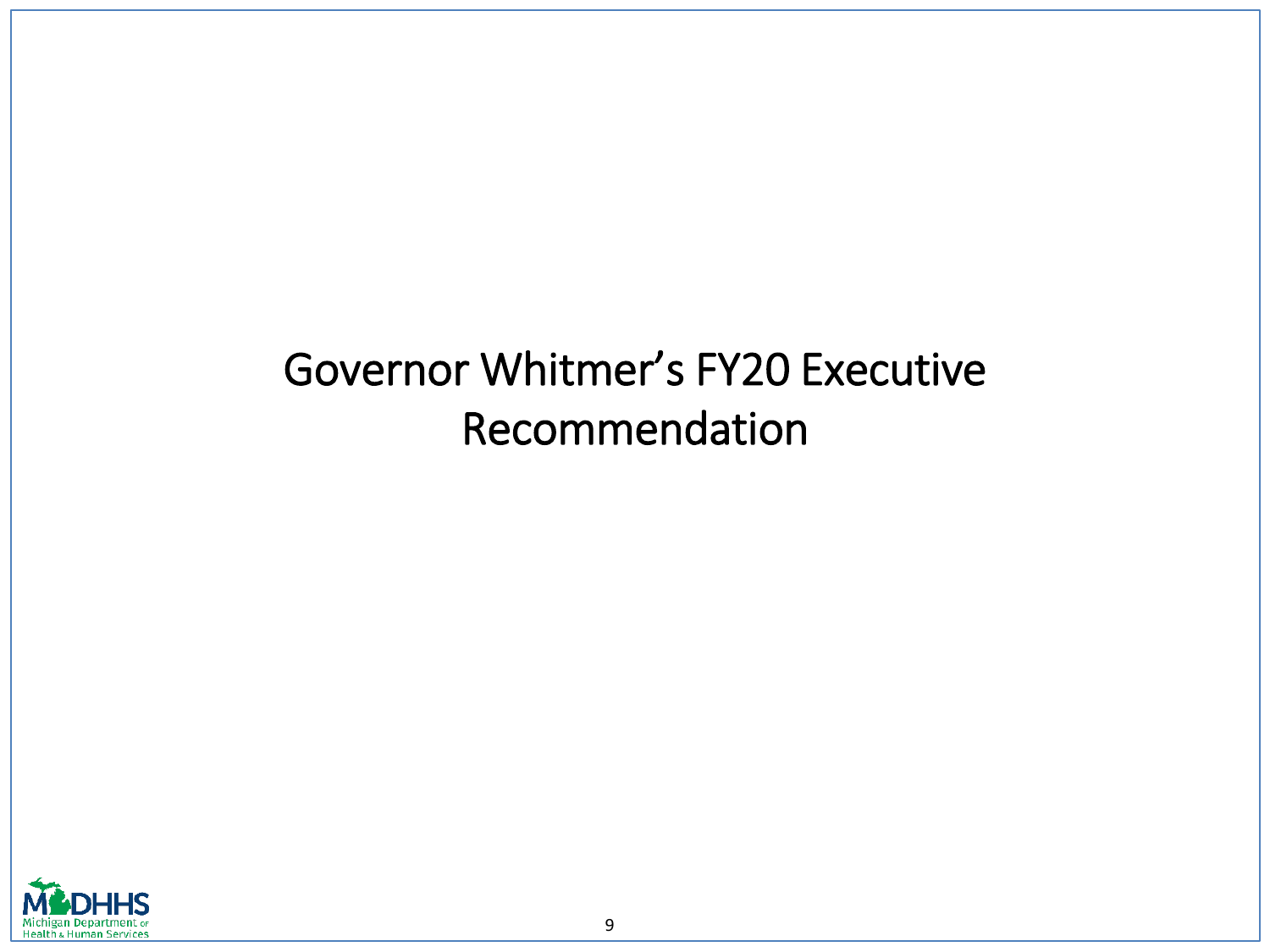# Governor Whitmer's FY20 Executive Recommendation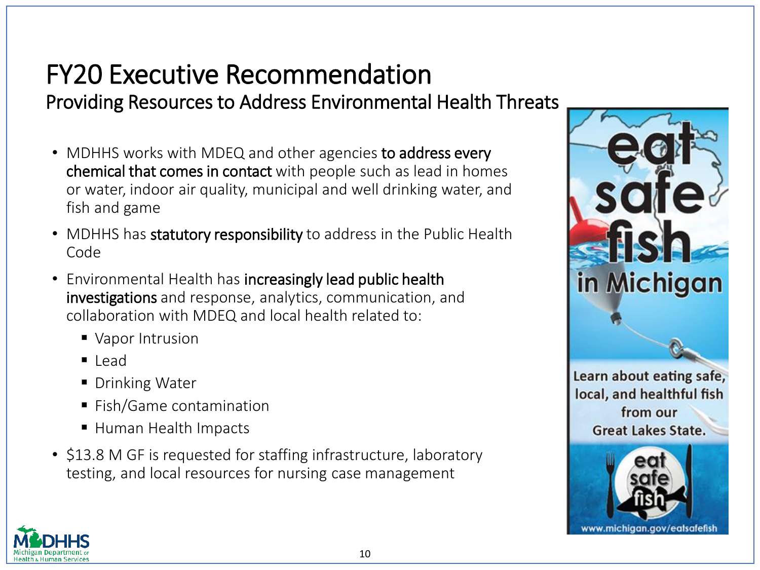# FY20 Executive Recommendation

## Providing Resources to Address Environmental Health Threats

- MDHHS works with MDEQ and other agencies **to address every chemical that comes in contact** with people such as lead in homes or water, indoor air quality, municipal and well drinking water, and fish and game
- MDHHS has **statutory responsibility** to address in the Public Health Code
- Environmental Health has **increasingly lead public health investigations** and response, analytics, communication, and collaboration with MDEQ and local health related to:
  - Vapor Intrusion
  - Lead
  - Drinking Water
  - Fish/Game contamination
  - Human Health Impacts
- $13.8 M GF is requested for staffing infrastructure, laboratory testing, and local resources for nursing case management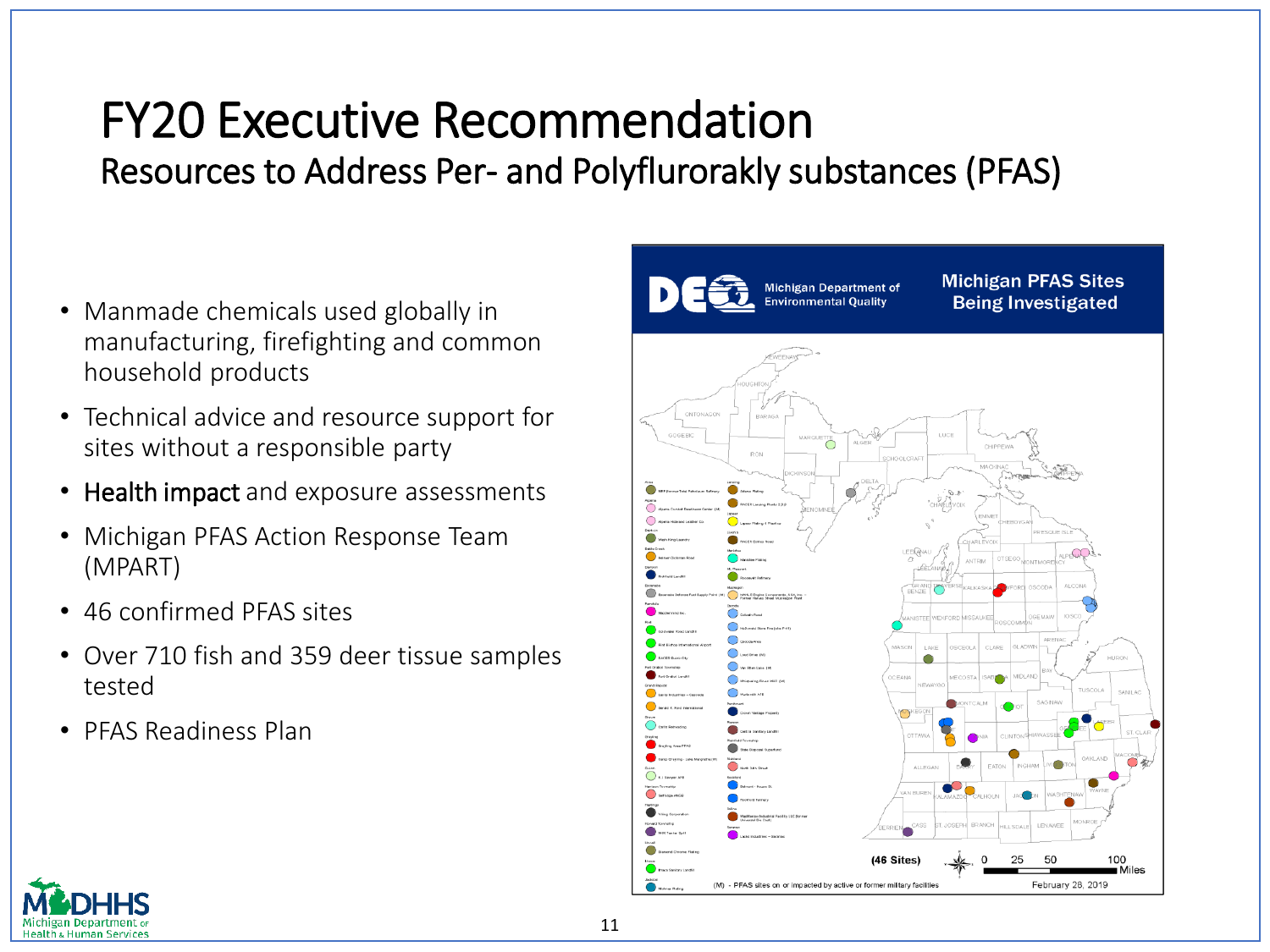# FY20 Executive Recommendation

## Resources to Address Per- and Polyflurorakly substances (PFAS)

- Manmade chemicals used globally in manufacturing, firefighting and common household products
- Technical advice and resource support for sites without a responsible party
- Health impact and exposure assessments
- Michigan PFAS Action Response Team (MPART)
- 46 confirmed PFAS sites
- Over 710 fish and 359 deer tissue samples tested
- PFAS Readiness Plan

**Michigan PFAS Sites Being Investigated**

Michigan Department of Environmental Quality

(46 Sites)

(M) - PFAS sites on or impacted by active or former military facilities

February 28, 2019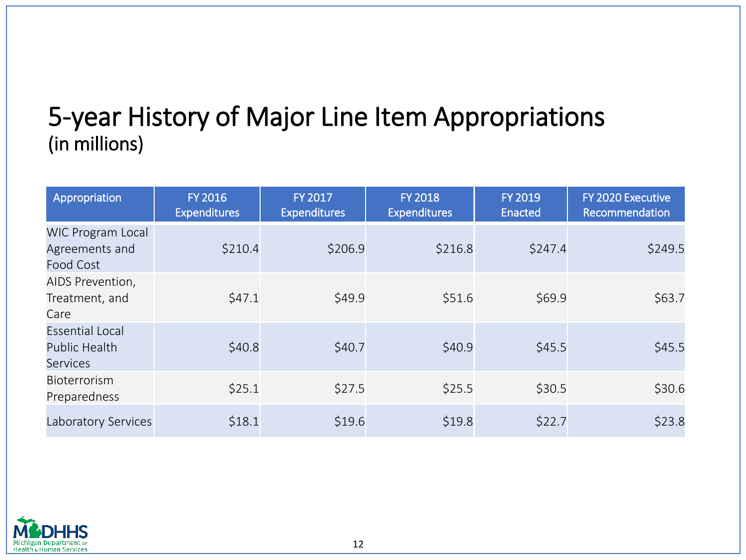# 5-year History of Major Line Item Appropriations
## (in millions)

| Appropriation | FY 2016 Expenditures | FY 2017 Expenditures | FY 2018 Expenditures | FY 2019 Enacted | FY 2020 Executive Recommendation |
|---|---|---|---|---|---|
| WIC Program Local Agreements and Food Cost | $210.4 | $206.9 | $216.8 | $247.4 | $249.5 |
| AIDS Prevention, Treatment, and Care | $47.1 | $49.9 | $51.6 | $69.9 | $63.7 |
| Essential Local Public Health Services | $40.8 | $40.7 | $40.9 | $45.5 | $45.5 |
| Bioterrorism Preparedness | $25.1 | $27.5 | $25.5 | $30.5 | $30.6 |
| Laboratory Services | $18.1 | $19.6 | $19.8 | $22.7 | $23.8 |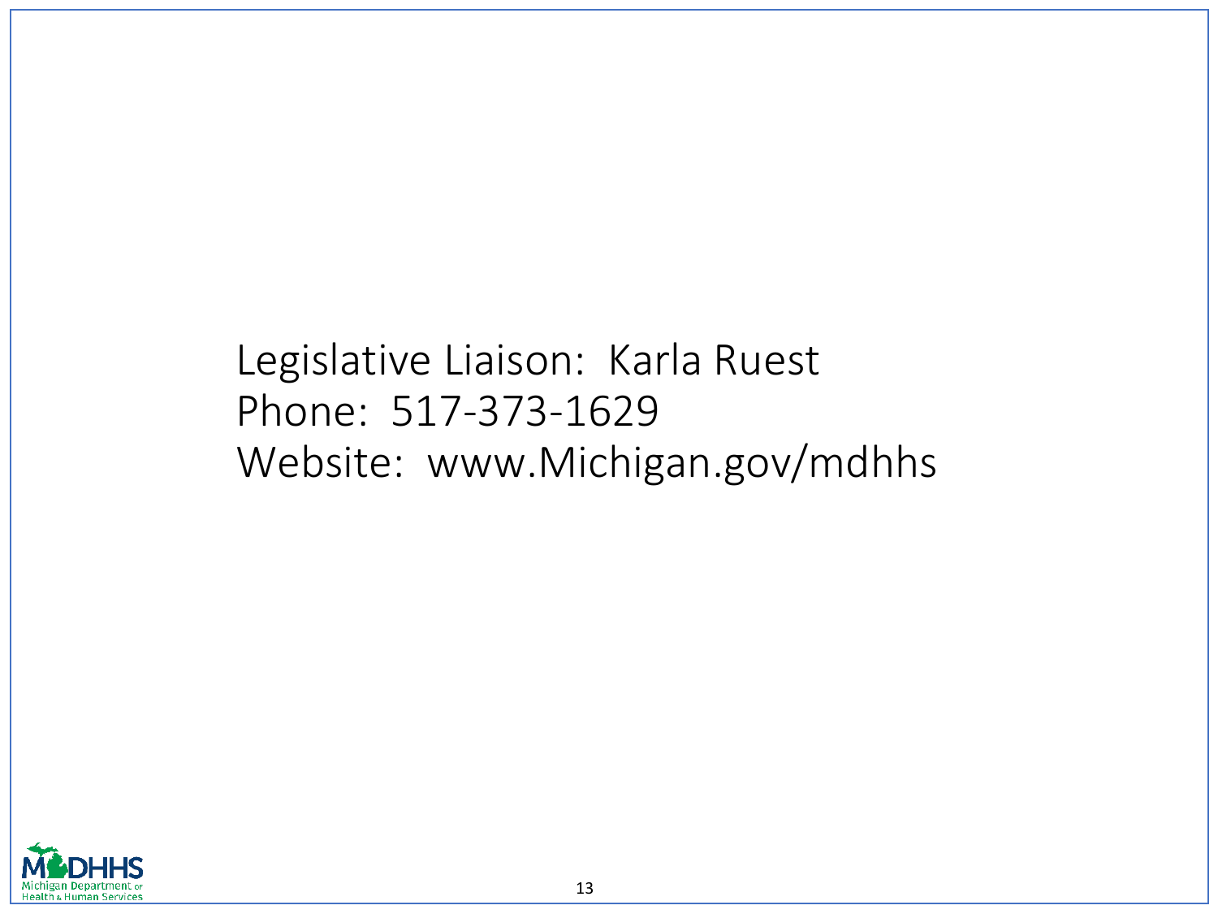Legislative Liaison:  Karla Ruest
Phone:  517-373-1629
Website:  www.Michigan.gov/mdhhs